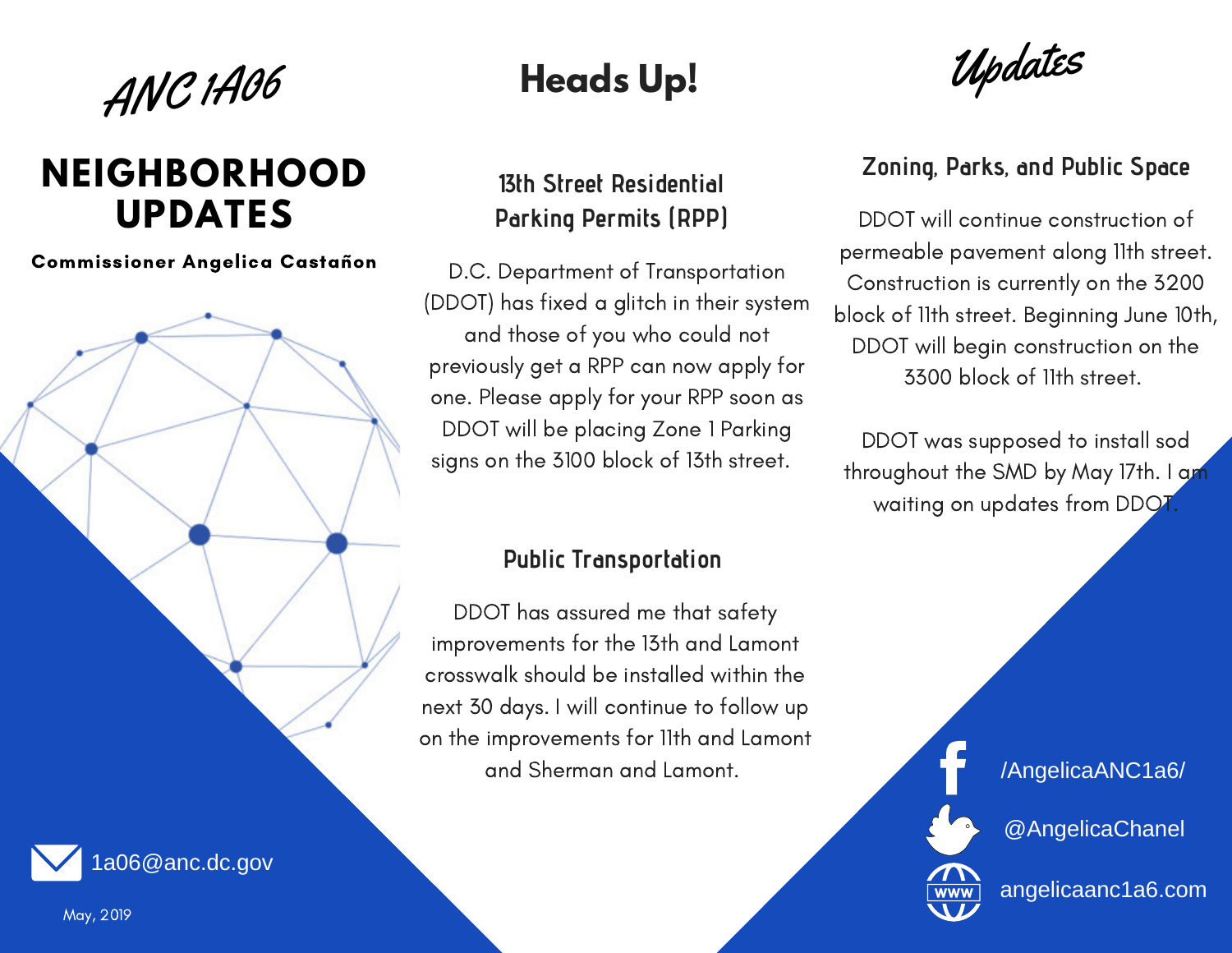# ANC 1A06

## NEIGHBORHOOD UPDATES

**Commissioner Angelica Castañon**

1a06@anc.dc.gov

May, 2019

# Heads Up!

### 13th Street Residential Parking Permits (RPP)

D.C. Department of Transportation (DDOT) has fixed a glitch in their system and those of you who could not previously get a RPP can now apply for one. Please apply for your RPP soon as DDOT will be placing Zone 1 Parking signs on the 3100 block of 13th street.

### Public Transportation

DDOT has assured me that safety improvements for the 13th and Lamont crosswalk should be installed within the next 30 days. I will continue to follow up on the improvements for 11th and Lamont and Sherman and Lamont.

# Updates

### Zoning, Parks, and Public Space

DDOT will continue construction of permeable pavement along 11th street. Construction is currently on the 3200 block of 11th street. Beginning June 10th, DDOT will begin construction on the 3300 block of 11th street.

DDOT was supposed to install sod throughout the SMD by May 17th. I am waiting on updates from DDOT.

/AngelicaANC1a6/

@AngelicaChanel

angelicaanc1a6.com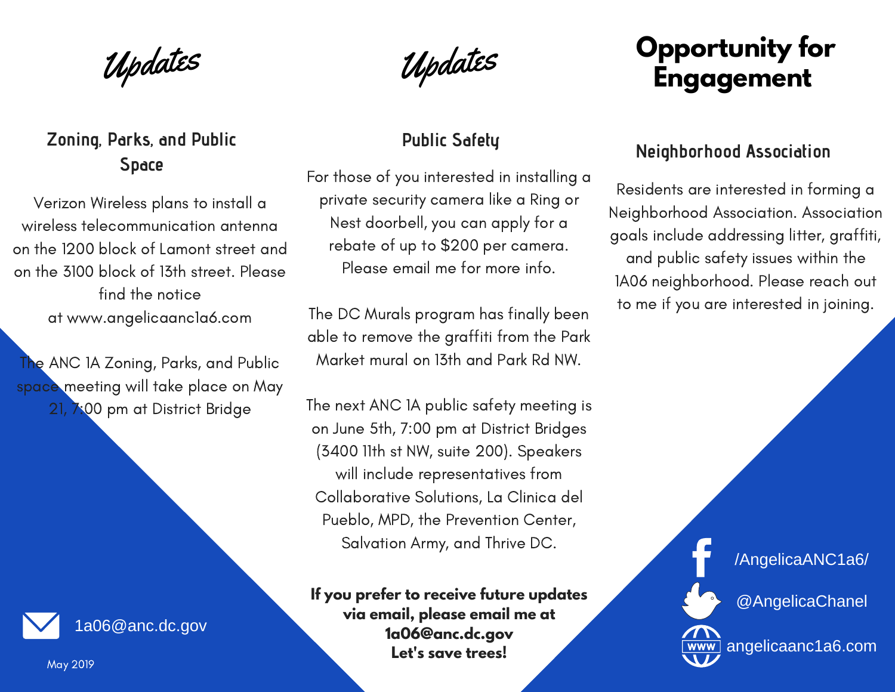# Updates

## Zoning, Parks, and Public Space

Verizon Wireless plans to install a wireless telecommunication antenna on the 1200 block of Lamont street and on the 3100 block of 13th street. Please find the notice at www.angelicaanc1a6.com

The ANC 1A Zoning, Parks, and Public space meeting will take place on May 21, 7:00 pm at District Bridge

1a06@anc.dc.gov

May 2019

# Updates

## Public Safety

For those of you interested in installing a private security camera like a Ring or Nest doorbell, you can apply for a rebate of up to $200 per camera. Please email me for more info.

The DC Murals program has finally been able to remove the graffiti from the Park Market mural on 13th and Park Rd NW.

The next ANC 1A public safety meeting is on June 5th, 7:00 pm at District Bridges (3400 11th st NW, suite 200). Speakers will include representatives from Collaborative Solutions, La Clinica del Pueblo, MPD, the Prevention Center, Salvation Army, and Thrive DC.

**If you prefer to receive future updates via email, please email me at 1a06@anc.dc.gov**
**Let's save trees!**

# Opportunity for Engagement

## Neighborhood Association

Residents are interested in forming a Neighborhood Association. Association goals include addressing litter, graffiti, and public safety issues within the 1A06 neighborhood. Please reach out to me if you are interested in joining.

/AngelicaANC1a6/

@AngelicaChanel

angelicaanc1a6.com